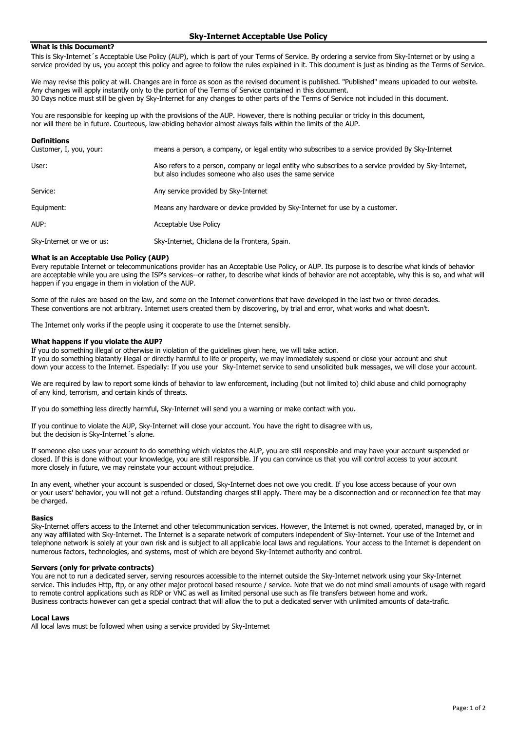# Sky-Internet Acceptable Use Policy

## What is this Document?

This is Sky-Internet´s Acceptable Use Policy (AUP), which is part of your Terms of Service. By ordering a service from Sky-Internet or by using a service provided by us, you accept this policy and agree to follow the rules explained in it. This document is just as binding as the Terms of Service.

We may revise this policy at will. Changes are in force as soon as the revised document is published. "Published" means uploaded to our website. Any changes will apply instantly only to the portion of the Terms of Service contained in this document.
30 Days notice must still be given by Sky-Internet for any changes to other parts of the Terms of Service not included in this document.

You are responsible for keeping up with the provisions of the AUP. However, there is nothing peculiar or tricky in this document, nor will there be in future. Courteous, law-abiding behavior almost always falls within the limits of the AUP.

## Definitions

| | |
|---|---|
| Customer, I, you, your: | means a person, a company, or legal entity who subscribes to a service provided By Sky-Internet |
| User: | Also refers to a person, company or legal entity who subscribes to a service provided by Sky-Internet, but also includes someone who also uses the same service |
| Service: | Any service provided by Sky-Internet |
| Equipment: | Means any hardware or device provided by Sky-Internet for use by a customer. |
| AUP: | Acceptable Use Policy |
| Sky-Internet or we or us: | Sky-Internet, Chiclana de la Frontera, Spain. |

## What is an Acceptable Use Policy (AUP)

Every reputable Internet or telecommunications provider has an Acceptable Use Policy, or AUP. Its purpose is to describe what kinds of behavior are acceptable while you are using the ISP's services--or rather, to describe what kinds of behavior are not acceptable, why this is so, and what will happen if you engage in them in violation of the AUP.

Some of the rules are based on the law, and some on the Internet conventions that have developed in the last two or three decades. These conventions are not arbitrary. Internet users created them by discovering, by trial and error, what works and what doesn't.

The Internet only works if the people using it cooperate to use the Internet sensibly.

## What happens if you violate the AUP?

If you do something illegal or otherwise in violation of the guidelines given here, we will take action.
If you do something blatantly illegal or directly harmful to life or property, we may immediately suspend or close your account and shut down your access to the Internet. Especially: If you use your Sky-Internet service to send unsolicited bulk messages, we will close your account.

We are required by law to report some kinds of behavior to law enforcement, including (but not limited to) child abuse and child pornography of any kind, terrorism, and certain kinds of threats.

If you do something less directly harmful, Sky-Internet will send you a warning or make contact with you.

If you continue to violate the AUP, Sky-Internet will close your account. You have the right to disagree with us, but the decision is Sky-Internet´s alone.

If someone else uses your account to do something which violates the AUP, you are still responsible and may have your account suspended or closed. If this is done without your knowledge, you are still responsible. If you can convince us that you will control access to your account more closely in future, we may reinstate your account without prejudice.

In any event, whether your account is suspended or closed, Sky-Internet does not owe you credit. If you lose access because of your own or your users' behavior, you will not get a refund. Outstanding charges still apply. There may be a disconnection and or reconnection fee that may be charged.

## Basics

Sky-Internet offers access to the Internet and other telecommunication services. However, the Internet is not owned, operated, managed by, or in any way affiliated with Sky-Internet. The Internet is a separate network of computers independent of Sky-Internet. Your use of the Internet and telephone network is solely at your own risk and is subject to all applicable local laws and regulations. Your access to the Internet is dependent on numerous factors, technologies, and systems, most of which are beyond Sky-Internet authority and control.

## Servers (only for private contracts)

You are not to run a dedicated server, serving resources accessible to the internet outside the Sky-Internet network using your Sky-Internet service. This includes Http, ftp, or any other major protocol based resource / service. Note that we do not mind small amounts of usage with regard to remote control applications such as RDP or VNC as well as limited personal use such as file transfers between home and work.
Business contracts however can get a special contract that will allow the to put a dedicated server with unlimited amounts of data-trafic.

## Local Laws

All local laws must be followed when using a service provided by Sky-Internet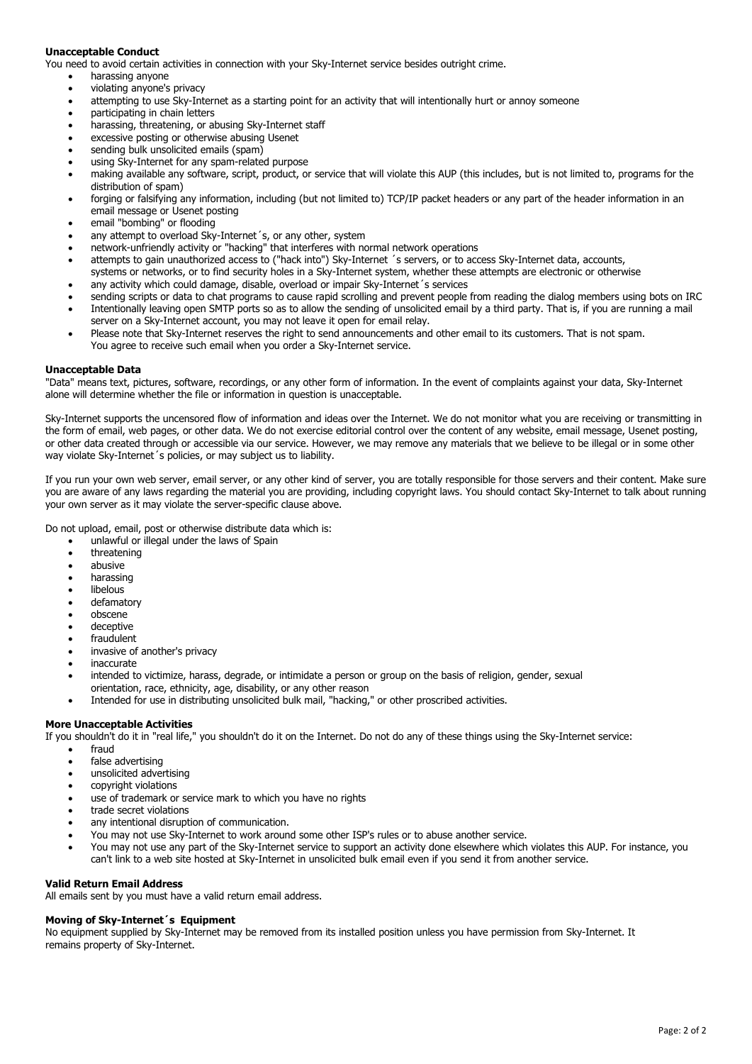**Unacceptable Conduct**

You need to avoid certain activities in connection with your Sky-Internet service besides outright crime.

- harassing anyone
- violating anyone's privacy
- attempting to use Sky-Internet as a starting point for an activity that will intentionally hurt or annoy someone
- participating in chain letters
- harassing, threatening, or abusing Sky-Internet staff
- excessive posting or otherwise abusing Usenet
- sending bulk unsolicited emails (spam)
- using Sky-Internet for any spam-related purpose
- making available any software, script, product, or service that will violate this AUP (this includes, but is not limited to, programs for the distribution of spam)
- forging or falsifying any information, including (but not limited to) TCP/IP packet headers or any part of the header information in an email message or Usenet posting
- email "bombing" or flooding
- any attempt to overload Sky-Internet´s, or any other, system
- network-unfriendly activity or "hacking" that interferes with normal network operations
- attempts to gain unauthorized access to ("hack into") Sky-Internet ´s servers, or to access Sky-Internet data, accounts, systems or networks, or to find security holes in a Sky-Internet system, whether these attempts are electronic or otherwise
- any activity which could damage, disable, overload or impair Sky-Internet´s services
- sending scripts or data to chat programs to cause rapid scrolling and prevent people from reading the dialog members using bots on IRC
- Intentionally leaving open SMTP ports so as to allow the sending of unsolicited email by a third party. That is, if you are running a mail server on a Sky-Internet account, you may not leave it open for email relay.
- Please note that Sky-Internet reserves the right to send announcements and other email to its customers. That is not spam. You agree to receive such email when you order a Sky-Internet service.

**Unacceptable Data**

"Data" means text, pictures, software, recordings, or any other form of information. In the event of complaints against your data, Sky-Internet alone will determine whether the file or information in question is unacceptable.

Sky-Internet supports the uncensored flow of information and ideas over the Internet. We do not monitor what you are receiving or transmitting in the form of email, web pages, or other data. We do not exercise editorial control over the content of any website, email message, Usenet posting, or other data created through or accessible via our service. However, we may remove any materials that we believe to be illegal or in some other way violate Sky-Internet´s policies, or may subject us to liability.

If you run your own web server, email server, or any other kind of server, you are totally responsible for those servers and their content. Make sure you are aware of any laws regarding the material you are providing, including copyright laws. You should contact Sky-Internet to talk about running your own server as it may violate the server-specific clause above.

Do not upload, email, post or otherwise distribute data which is:

- unlawful or illegal under the laws of Spain
- threatening
- abusive
- harassing
- libelous
- defamatory
- obscene
- deceptive
- fraudulent
- invasive of another's privacy
- inaccurate
- intended to victimize, harass, degrade, or intimidate a person or group on the basis of religion, gender, sexual orientation, race, ethnicity, age, disability, or any other reason
- Intended for use in distributing unsolicited bulk mail, "hacking," or other proscribed activities.

**More Unacceptable Activities**

If you shouldn't do it in "real life," you shouldn't do it on the Internet. Do not do any of these things using the Sky-Internet service:

- fraud
- false advertising
- unsolicited advertising
- copyright violations
- use of trademark or service mark to which you have no rights
- trade secret violations
- any intentional disruption of communication.
- You may not use Sky-Internet to work around some other ISP's rules or to abuse another service.
- You may not use any part of the Sky-Internet service to support an activity done elsewhere which violates this AUP. For instance, you can't link to a web site hosted at Sky-Internet in unsolicited bulk email even if you send it from another service.

**Valid Return Email Address**

All emails sent by you must have a valid return email address.

**Moving of Sky-Internet´s Equipment**

No equipment supplied by Sky-Internet may be removed from its installed position unless you have permission from Sky-Internet. It remains property of Sky-Internet.